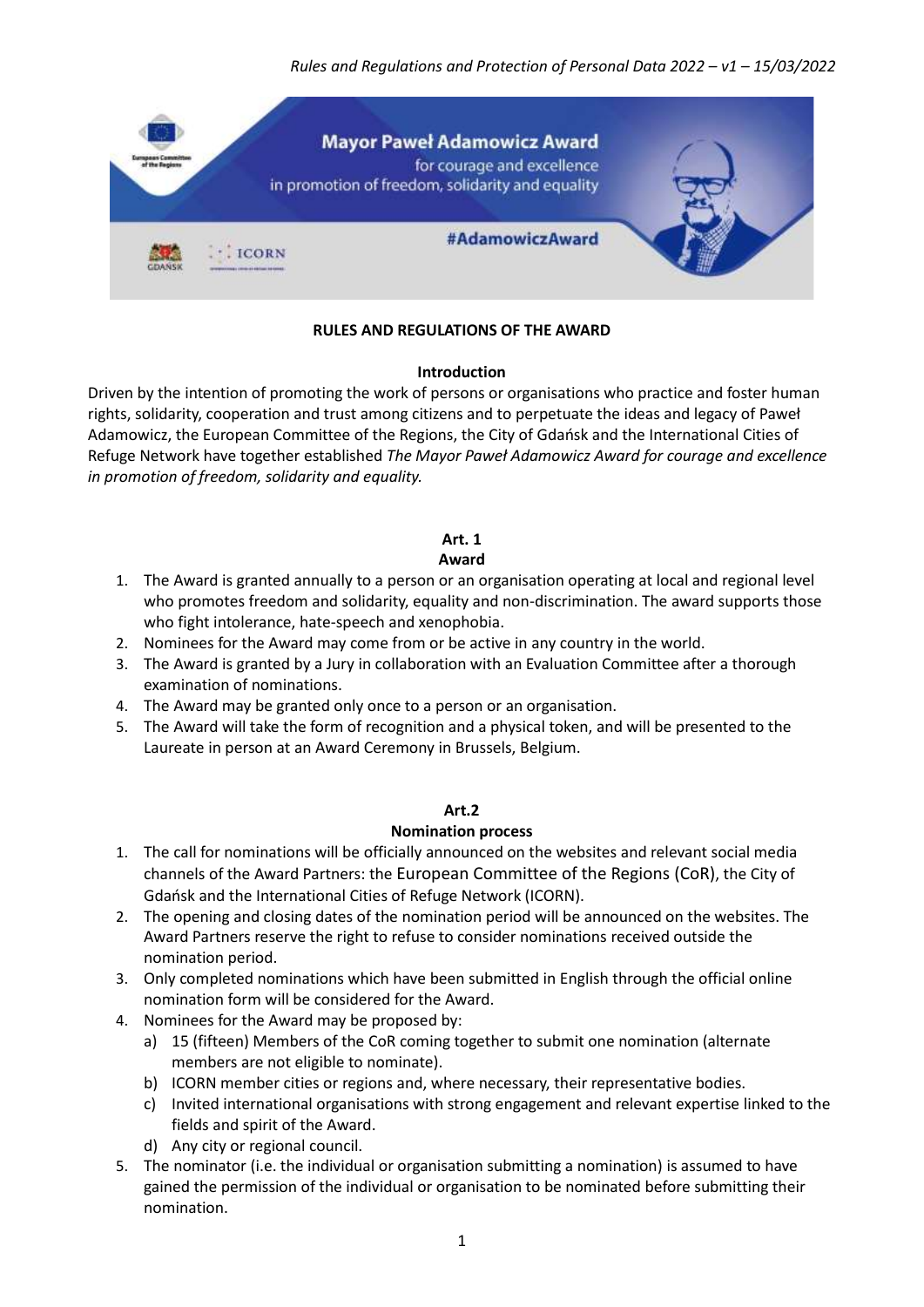**RULES AND REGULATIONS OF THE AWARD**

**Introduction**

Driven by the intention of promoting the work of persons or organisations who practice and foster human rights, solidarity, cooperation and trust among citizens and to perpetuate the ideas and legacy of Paweł Adamowicz, the European Committee of the Regions, the City of Gdańsk and the International Cities of Refuge Network have together established *The Mayor Paweł Adamowicz Award for courage and excellence in promotion of freedom, solidarity and equality.*

**Art. 1**
**Award**

1. The Award is granted annually to a person or an organisation operating at local and regional level who promotes freedom and solidarity, equality and non-discrimination. The award supports those who fight intolerance, hate-speech and xenophobia.
2. Nominees for the Award may come from or be active in any country in the world.
3. The Award is granted by a Jury in collaboration with an Evaluation Committee after a thorough examination of nominations.
4. The Award may be granted only once to a person or an organisation.
5. The Award will take the form of recognition and a physical token, and will be presented to the Laureate in person at an Award Ceremony in Brussels, Belgium.

**Art.2**
**Nomination process**

1. The call for nominations will be officially announced on the websites and relevant social media channels of the Award Partners: the European Committee of the Regions (CoR), the City of Gdańsk and the International Cities of Refuge Network (ICORN).
2. The opening and closing dates of the nomination period will be announced on the websites. The Award Partners reserve the right to refuse to consider nominations received outside the nomination period.
3. Only completed nominations which have been submitted in English through the official online nomination form will be considered for the Award.
4. Nominees for the Award may be proposed by:
   a) 15 (fifteen) Members of the CoR coming together to submit one nomination (alternate members are not eligible to nominate).
   b) ICORN member cities or regions and, where necessary, their representative bodies.
   c) Invited international organisations with strong engagement and relevant expertise linked to the fields and spirit of the Award.
   d) Any city or regional council.
5. The nominator (i.e. the individual or organisation submitting a nomination) is assumed to have gained the permission of the individual or organisation to be nominated before submitting their nomination.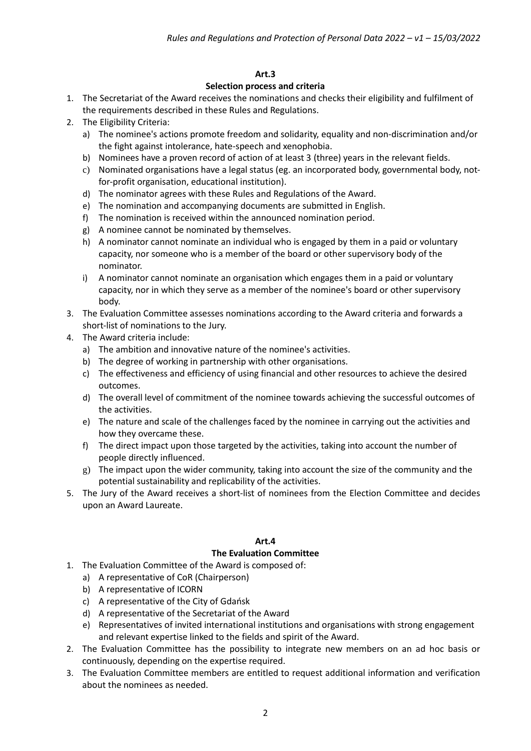## Art.3

### Selection process and criteria

1. The Secretariat of the Award receives the nominations and checks their eligibility and fulfilment of the requirements described in these Rules and Regulations.
2. The Eligibility Criteria:
   a) The nominee's actions promote freedom and solidarity, equality and non-discrimination and/or the fight against intolerance, hate-speech and xenophobia.
   b) Nominees have a proven record of action of at least 3 (three) years in the relevant fields.
   c) Nominated organisations have a legal status (eg. an incorporated body, governmental body, not-for-profit organisation, educational institution).
   d) The nominator agrees with these Rules and Regulations of the Award.
   e) The nomination and accompanying documents are submitted in English.
   f) The nomination is received within the announced nomination period.
   g) A nominee cannot be nominated by themselves.
   h) A nominator cannot nominate an individual who is engaged by them in a paid or voluntary capacity, nor someone who is a member of the board or other supervisory body of the nominator.
   i) A nominator cannot nominate an organisation which engages them in a paid or voluntary capacity, nor in which they serve as a member of the nominee's board or other supervisory body.
3. The Evaluation Committee assesses nominations according to the Award criteria and forwards a short-list of nominations to the Jury.
4. The Award criteria include:
   a) The ambition and innovative nature of the nominee's activities.
   b) The degree of working in partnership with other organisations.
   c) The effectiveness and efficiency of using financial and other resources to achieve the desired outcomes.
   d) The overall level of commitment of the nominee towards achieving the successful outcomes of the activities.
   e) The nature and scale of the challenges faced by the nominee in carrying out the activities and how they overcame these.
   f) The direct impact upon those targeted by the activities, taking into account the number of people directly influenced.
   g) The impact upon the wider community, taking into account the size of the community and the potential sustainability and replicability of the activities.
5. The Jury of the Award receives a short-list of nominees from the Election Committee and decides upon an Award Laureate.

## Art.4

### The Evaluation Committee

1. The Evaluation Committee of the Award is composed of:
   a) A representative of CoR (Chairperson)
   b) A representative of ICORN
   c) A representative of the City of Gdańsk
   d) A representative of the Secretariat of the Award
   e) Representatives of invited international institutions and organisations with strong engagement and relevant expertise linked to the fields and spirit of the Award.
2. The Evaluation Committee has the possibility to integrate new members on an ad hoc basis or continuously, depending on the expertise required.
3. The Evaluation Committee members are entitled to request additional information and verification about the nominees as needed.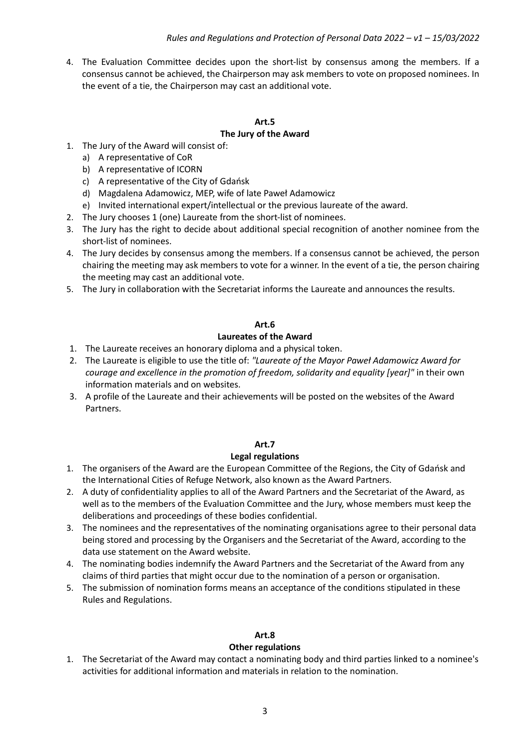4. The Evaluation Committee decides upon the short-list by consensus among the members. If a consensus cannot be achieved, the Chairperson may ask members to vote on proposed nominees. In the event of a tie, the Chairperson may cast an additional vote.

**Art.5**

**The Jury of the Award**

1. The Jury of the Award will consist of:
   a) A representative of CoR
   b) A representative of ICORN
   c) A representative of the City of Gdańsk
   d) Magdalena Adamowicz, MEP, wife of late Paweł Adamowicz
   e) Invited international expert/intellectual or the previous laureate of the award.
2. The Jury chooses 1 (one) Laureate from the short-list of nominees.
3. The Jury has the right to decide about additional special recognition of another nominee from the short-list of nominees.
4. The Jury decides by consensus among the members. If a consensus cannot be achieved, the person chairing the meeting may ask members to vote for a winner. In the event of a tie, the person chairing the meeting may cast an additional vote.
5. The Jury in collaboration with the Secretariat informs the Laureate and announces the results.

**Art.6**

**Laureates of the Award**

1. The Laureate receives an honorary diploma and a physical token.
2. The Laureate is eligible to use the title of: *"Laureate of the Mayor Paweł Adamowicz Award for courage and excellence in the promotion of freedom, solidarity and equality [year]"* in their own information materials and on websites.
3. A profile of the Laureate and their achievements will be posted on the websites of the Award Partners.

**Art.7**

**Legal regulations**

1. The organisers of the Award are the European Committee of the Regions, the City of Gdańsk and the International Cities of Refuge Network, also known as the Award Partners.
2. A duty of confidentiality applies to all of the Award Partners and the Secretariat of the Award, as well as to the members of the Evaluation Committee and the Jury, whose members must keep the deliberations and proceedings of these bodies confidential.
3. The nominees and the representatives of the nominating organisations agree to their personal data being stored and processing by the Organisers and the Secretariat of the Award, according to the data use statement on the Award website.
4. The nominating bodies indemnify the Award Partners and the Secretariat of the Award from any claims of third parties that might occur due to the nomination of a person or organisation.
5. The submission of nomination forms means an acceptance of the conditions stipulated in these Rules and Regulations.

**Art.8**

**Other regulations**

1. The Secretariat of the Award may contact a nominating body and third parties linked to a nominee's activities for additional information and materials in relation to the nomination.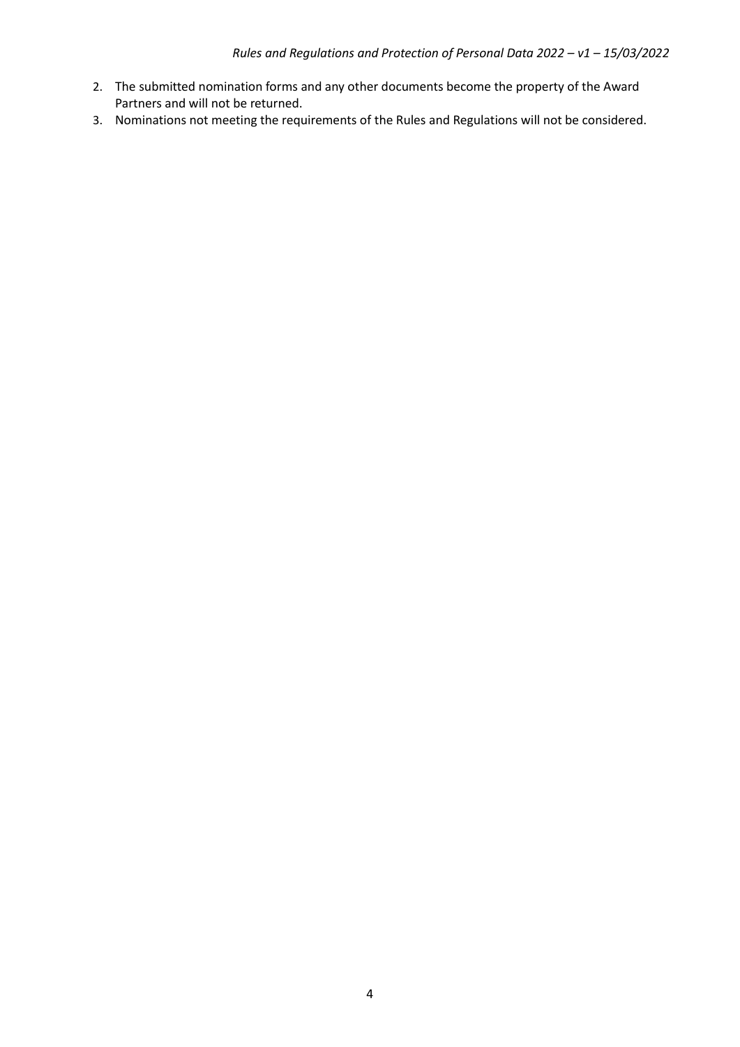2. The submitted nomination forms and any other documents become the property of the Award Partners and will not be returned.
3. Nominations not meeting the requirements of the Rules and Regulations will not be considered.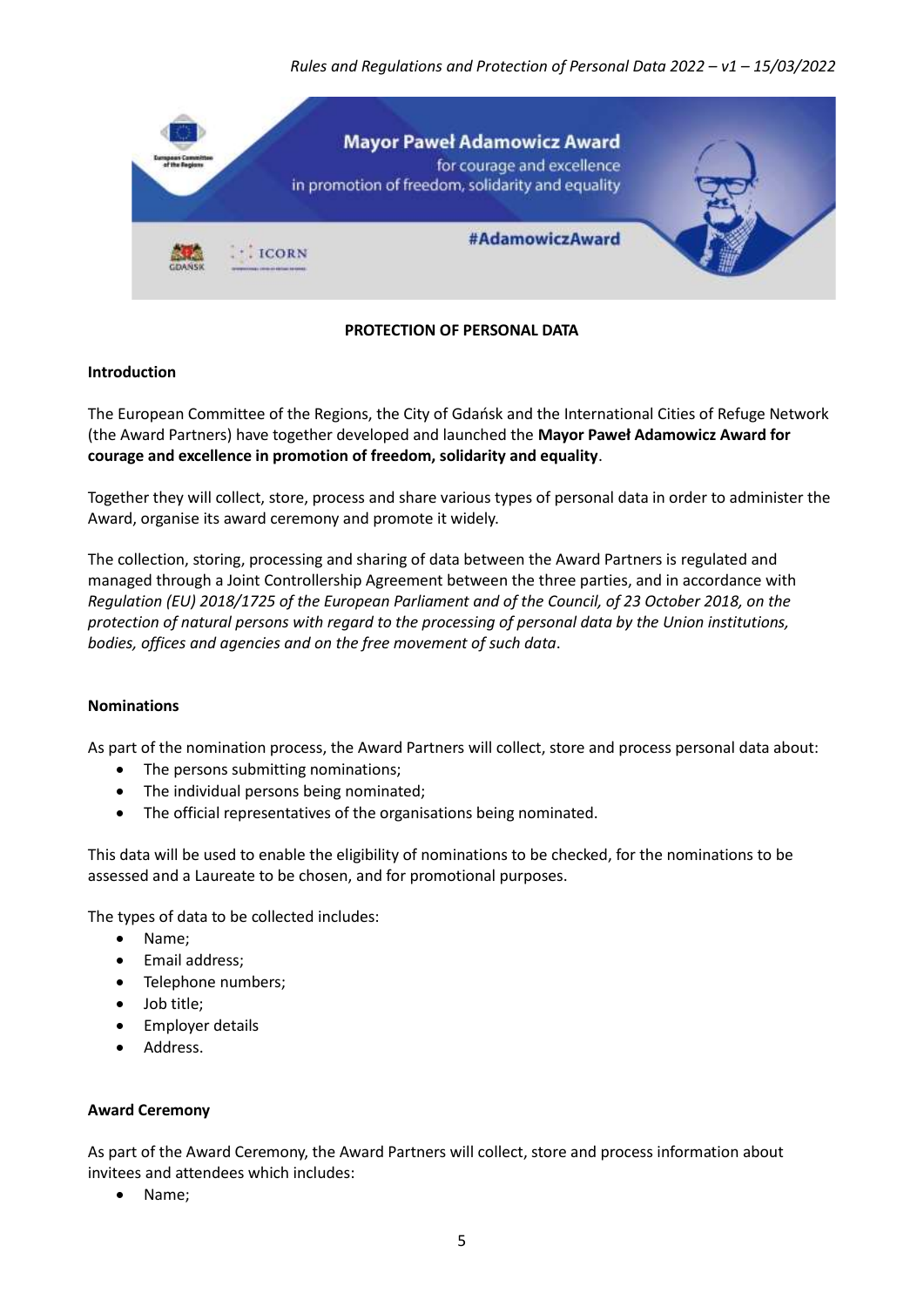**PROTECTION OF PERSONAL DATA**

**Introduction**

The European Committee of the Regions, the City of Gdańsk and the International Cities of Refuge Network (the Award Partners) have together developed and launched the **Mayor Paweł Adamowicz Award for courage and excellence in promotion of freedom, solidarity and equality**.

Together they will collect, store, process and share various types of personal data in order to administer the Award, organise its award ceremony and promote it widely.

The collection, storing, processing and sharing of data between the Award Partners is regulated and managed through a Joint Controllership Agreement between the three parties, and in accordance with *Regulation (EU) 2018/1725 of the European Parliament and of the Council, of 23 October 2018, on the protection of natural persons with regard to the processing of personal data by the Union institutions, bodies, offices and agencies and on the free movement of such data*.

**Nominations**

As part of the nomination process, the Award Partners will collect, store and process personal data about:

- The persons submitting nominations;
- The individual persons being nominated;
- The official representatives of the organisations being nominated.

This data will be used to enable the eligibility of nominations to be checked, for the nominations to be assessed and a Laureate to be chosen, and for promotional purposes.

The types of data to be collected includes:

- Name;
- Email address;
- Telephone numbers;
- Job title;
- Employer details
- Address.

**Award Ceremony**

As part of the Award Ceremony, the Award Partners will collect, store and process information about invitees and attendees which includes:

- Name;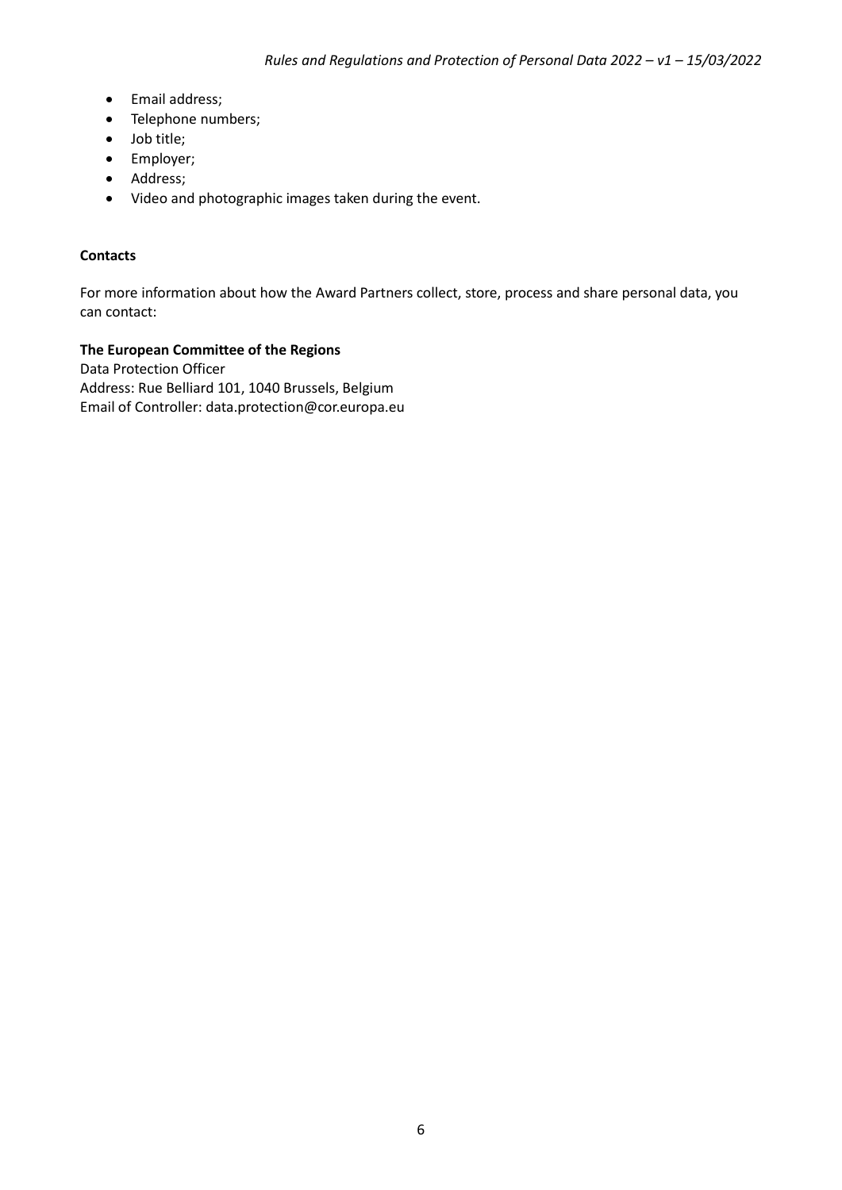- Email address;
- Telephone numbers;
- Job title;
- Employer;
- Address;
- Video and photographic images taken during the event.

**Contacts**

For more information about how the Award Partners collect, store, process and share personal data, you can contact:

**The European Committee of the Regions**
Data Protection Officer
Address: Rue Belliard 101, 1040 Brussels, Belgium
Email of Controller: data.protection@cor.europa.eu